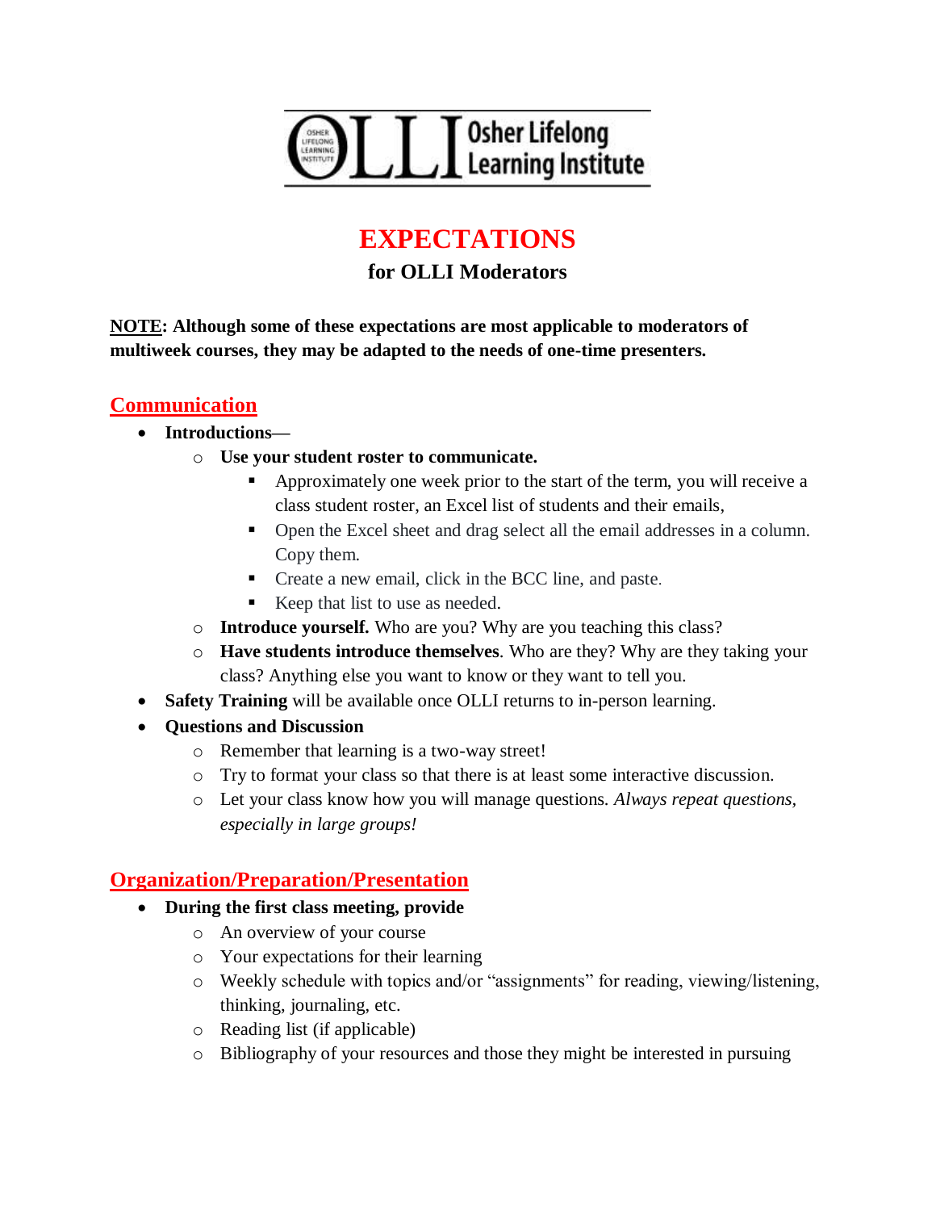OLLI Osher Lifelong Learning Institute

# EXPECTATIONS

## for OLLI Moderators

**<u>NOTE</u>: Although some of these expectations are most applicable to moderators of multiweek courses, they may be adapted to the needs of one-time presenters.**

## Communication

- **Introductions—**
  - **Use your student roster to communicate.**
    - Approximately one week prior to the start of the term, you will receive a class student roster, an Excel list of students and their emails,
    - Open the Excel sheet and drag select all the email addresses in a column. Copy them.
    - Create a new email, click in the BCC line, and paste.
    - Keep that list to use as needed.
  - **Introduce yourself.** Who are you? Why are you teaching this class?
  - **Have students introduce themselves**. Who are they? Why are they taking your class? Anything else you want to know or they want to tell you.
- **Safety Training** will be available once OLLI returns to in-person learning.
- **Questions and Discussion**
  - Remember that learning is a two-way street!
  - Try to format your class so that there is at least some interactive discussion.
  - Let your class know how you will manage questions. *Always repeat questions, especially in large groups!*

## Organization/Preparation/Presentation

- **During the first class meeting, provide**
  - An overview of your course
  - Your expectations for their learning
  - Weekly schedule with topics and/or "assignments" for reading, viewing/listening, thinking, journaling, etc.
  - Reading list (if applicable)
  - Bibliography of your resources and those they might be interested in pursuing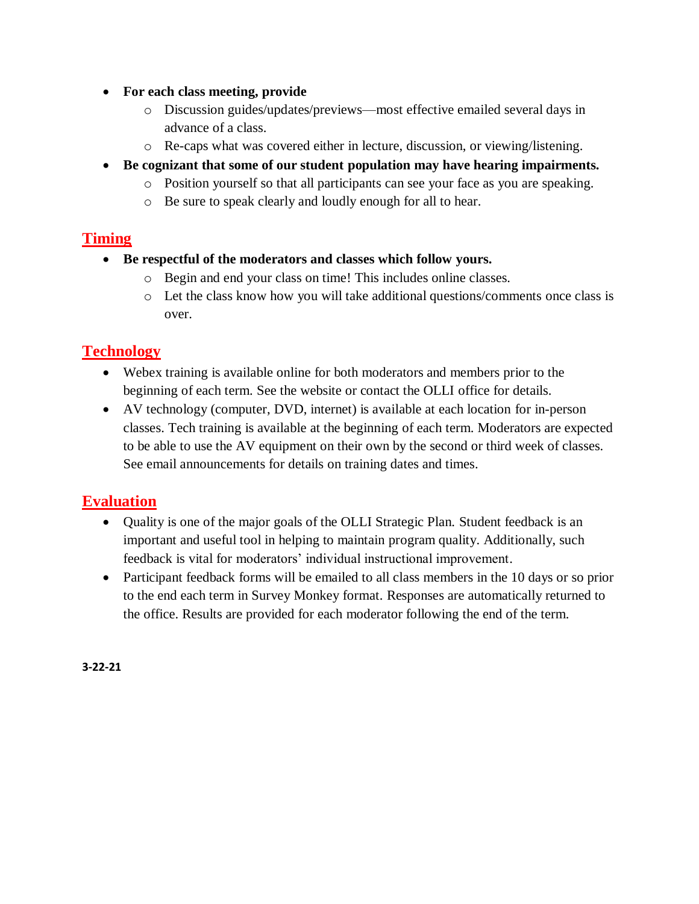- **For each class meeting, provide**
  - Discussion guides/updates/previews—most effective emailed several days in advance of a class.
  - Re-caps what was covered either in lecture, discussion, or viewing/listening.
- **Be cognizant that some of our student population may have hearing impairments.**
  - Position yourself so that all participants can see your face as you are speaking.
  - Be sure to speak clearly and loudly enough for all to hear.

## Timing

- **Be respectful of the moderators and classes which follow yours.**
  - Begin and end your class on time! This includes online classes.
  - Let the class know how you will take additional questions/comments once class is over.

## Technology

- Webex training is available online for both moderators and members prior to the beginning of each term. See the website or contact the OLLI office for details.
- AV technology (computer, DVD, internet) is available at each location for in-person classes. Tech training is available at the beginning of each term. Moderators are expected to be able to use the AV equipment on their own by the second or third week of classes. See email announcements for details on training dates and times.

## Evaluation

- Quality is one of the major goals of the OLLI Strategic Plan. Student feedback is an important and useful tool in helping to maintain program quality. Additionally, such feedback is vital for moderators' individual instructional improvement.
- Participant feedback forms will be emailed to all class members in the 10 days or so prior to the end each term in Survey Monkey format. Responses are automatically returned to the office. Results are provided for each moderator following the end of the term.

**3-22-21**